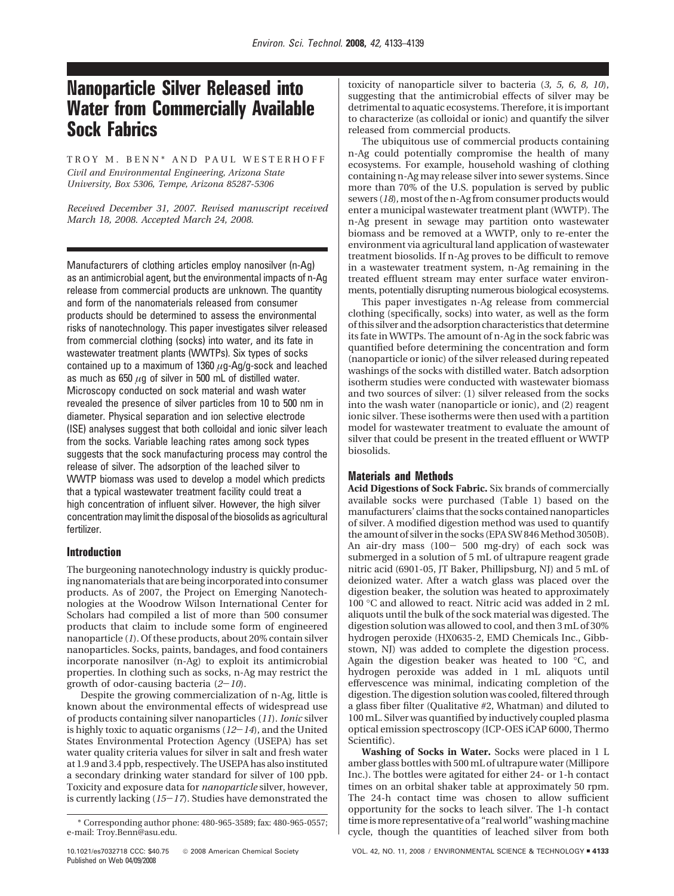# Nanoparticle Silver Released into Water from Commercially Available Sock Fabrics

TROY M. BENN* AND PAUL WESTERHOFF

*Civil and Environmental Engineering, Arizona State University, Box 5306, Tempe, Arizona 85287-5306*

*Received December 31, 2007. Revised manuscript received March 18, 2008. Accepted March 24, 2008.*

Manufacturers of clothing articles employ nanosilver (n-Ag) as an antimicrobial agent, but the environmental impacts of n-Ag release from commercial products are unknown. The quantity and form of the nanomaterials released from consumer products should be determined to assess the environmental risks of nanotechnology. This paper investigates silver released from commercial clothing (socks) into water, and its fate in wastewater treatment plants (WWTPs). Six types of socks contained up to a maximum of 1360 $\mu$g-Ag/g-sock and leached as much as 650 $\mu$g of silver in 500 mL of distilled water. Microscopy conducted on sock material and wash water revealed the presence of silver particles from 10 to 500 nm in diameter. Physical separation and ion selective electrode (ISE) analyses suggest that both colloidal and ionic silver leach from the socks. Variable leaching rates among sock types suggests that the sock manufacturing process may control the release of silver. The adsorption of the leached silver to WWTP biomass was used to develop a model which predicts that a typical wastewater treatment facility could treat a high concentration of influent silver. However, the high silver concentration may limit the disposal of the biosolids as agricultural fertilizer.

## Introduction

The burgeoning nanotechnology industry is quickly producing nanomaterials that are being incorporated into consumer products. As of 2007, the Project on Emerging Nanotechnologies at the Woodrow Wilson International Center for Scholars had compiled a list of more than 500 consumer products that claim to include some form of engineered nanoparticle (*1*). Of these products, about 20% contain silver nanoparticles. Socks, paints, bandages, and food containers incorporate nanosilver (n-Ag) to exploit its antimicrobial properties. In clothing such as socks, n-Ag may restrict the growth of odor-causing bacteria (*2–10*).

Despite the growing commercialization of n-Ag, little is known about the environmental effects of widespread use of products containing silver nanoparticles (*11*). *Ionic* silver is highly toxic to aquatic organisms (*12–14*), and the United States Environmental Protection Agency (USEPA) has set water quality criteria values for silver in salt and fresh water at 1.9 and 3.4 ppb, respectively. The USEPA has also instituted a secondary drinking water standard for silver of 100 ppb. Toxicity and exposure data for *nanoparticle* silver, however, is currently lacking (*15–17*). Studies have demonstrated the toxicity of nanoparticle silver to bacteria (*3, 5, 6, 8, 10*), suggesting that the antimicrobial effects of silver may be detrimental to aquatic ecosystems. Therefore, it is important to characterize (as colloidal or ionic) and quantify the silver released from commercial products.

The ubiquitous use of commercial products containing n-Ag could potentially compromise the health of many ecosystems. For example, household washing of clothing containing n-Ag may release silver into sewer systems. Since more than 70% of the U.S. population is served by public sewers (*18*), most of the n-Ag from consumer products would enter a municipal wastewater treatment plant (WWTP). The n-Ag present in sewage may partition onto wastewater biomass and be removed at a WWTP, only to re-enter the environment via agricultural land application of wastewater treatment biosolids. If n-Ag proves to be difficult to remove in a wastewater treatment system, n-Ag remaining in the treated effluent stream may enter surface water environments, potentially disrupting numerous biological ecosystems.

This paper investigates n-Ag release from commercial clothing (specifically, socks) into water, as well as the form of this silver and the adsorption characteristics that determine its fate in WWTPs. The amount of n-Ag in the sock fabric was quantified before determining the concentration and form (nanoparticle or ionic) of the silver released during repeated washings of the socks with distilled water. Batch adsorption isotherm studies were conducted with wastewater biomass and two sources of silver: (1) silver released from the socks into the wash water (nanoparticle or ionic), and (2) reagent ionic silver. These isotherms were then used with a partition model for wastewater treatment to evaluate the amount of silver that could be present in the treated effluent or WWTP biosolids.

## Materials and Methods

**Acid Digestions of Sock Fabric.** Six brands of commercially available socks were purchased (Table 1) based on the manufacturers' claims that the socks contained nanoparticles of silver. A modified digestion method was used to quantify the amount of silver in the socks (EPA SW 846 Method 3050B). An air-dry mass (100– 500 mg-dry) of each sock was submerged in a solution of 5 mL of ultrapure reagent grade nitric acid (6901-05, JT Baker, Phillipsburg, NJ) and 5 mL of deionized water. After a watch glass was placed over the digestion beaker, the solution was heated to approximately 100 °C and allowed to react. Nitric acid was added in 2 mL aliquots until the bulk of the sock material was digested. The digestion solution was allowed to cool, and then 3 mL of 30% hydrogen peroxide (HX0635-2, EMD Chemicals Inc., Gibbstown, NJ) was added to complete the digestion process. Again the digestion beaker was heated to 100 °C, and hydrogen peroxide was added in 1 mL aliquots until effervescence was minimal, indicating completion of the digestion. The digestion solution was cooled, filtered through a glass fiber filter (Qualitative #2, Whatman) and diluted to 100 mL. Silver was quantified by inductively coupled plasma optical emission spectroscopy (ICP-OES iCAP 6000, Thermo Scientific).

**Washing of Socks in Water.** Socks were placed in 1 L amber glass bottles with 500 mL of ultrapure water (Millipore Inc.). The bottles were agitated for either 24- or 1-h contact times on an orbital shaker table at approximately 50 rpm. The 24-h contact time was chosen to allow sufficient opportunity for the socks to leach silver. The 1-h contact time is more representative of a "real world" washing machine cycle, though the quantities of leached silver from both

\* Corresponding author phone: 480-965-3589; fax: 480-965-0557; e-mail: Troy.Benn@asu.edu.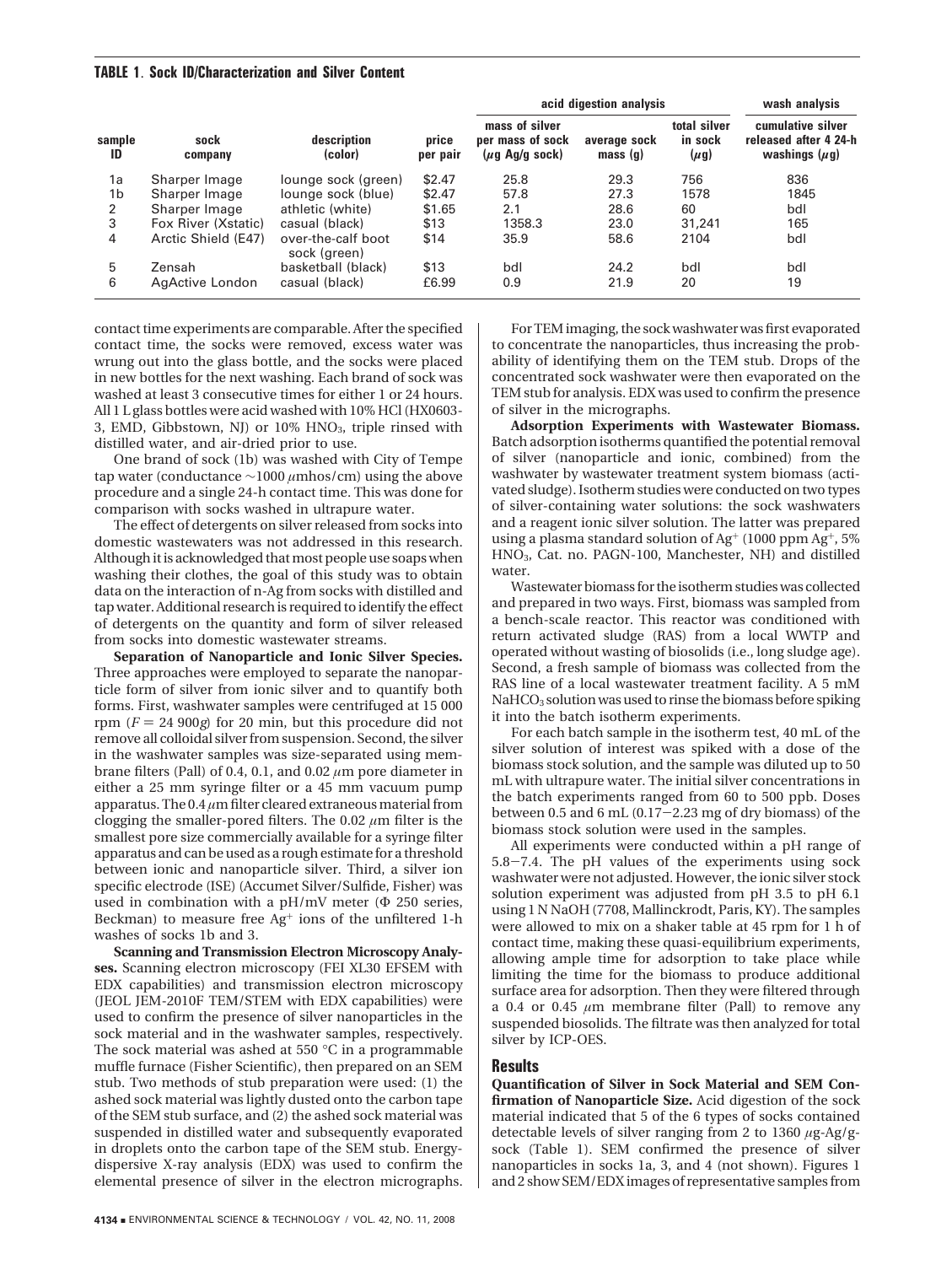**TABLE 1. Sock ID/Characterization and Silver Content**

| | | | | acid digestion analysis | | | wash analysis |
|---|---|---|---|---|---|---|---|
| sample ID | sock company | description (color) | price per pair | mass of silver per mass of sock (μg Ag/g sock) | average sock mass (g) | total silver in sock (μg) | cumulative silver released after 4 24-h washings (μg) |
| 1a | Sharper Image | lounge sock (green) | $2.47 | 25.8 | 29.3 | 756 | 836 |
| 1b | Sharper Image | lounge sock (blue) | $2.47 | 57.8 | 27.3 | 1578 | 1845 |
| 2 | Sharper Image | athletic (white) | $1.65 | 2.1 | 28.6 | 60 | bdl |
| 3 | Fox River (Xstatic) | casual (black) | $13 | 1358.3 | 23.0 | 31,241 | 165 |
| 4 | Arctic Shield (E47) | over-the-calf boot sock (green) | $14 | 35.9 | 58.6 | 2104 | bdl |
| 5 | Zensah | basketball (black) | $13 | bdl | 24.2 | bdl | bdl |
| 6 | AgActive London | casual (black) | £6.99 | 0.9 | 21.9 | 20 | 19 |

contact time experiments are comparable. After the specified contact time, the socks were removed, excess water was wrung out into the glass bottle, and the socks were placed in new bottles for the next washing. Each brand of sock was washed at least 3 consecutive times for either 1 or 24 hours. All 1 L glass bottles were acid washed with 10% HCl (HX0603-3, EMD, Gibbstown, NJ) or 10% $HNO_3$, triple rinsed with distilled water, and air-dried prior to use.

One brand of sock (1b) was washed with City of Tempe tap water (conductance ~1000 μmhos/cm) using the above procedure and a single 24-h contact time. This was done for comparison with socks washed in ultrapure water.

The effect of detergents on silver released from socks into domestic wastewaters was not addressed in this research. Although it is acknowledged that most people use soaps when washing their clothes, the goal of this study was to obtain data on the interaction of n-Ag from socks with distilled and tap water. Additional research is required to identify the effect of detergents on the quantity and form of silver released from socks into domestic wastewater streams.

**Separation of Nanoparticle and Ionic Silver Species.** Three approaches were employed to separate the nanoparticle form of silver from ionic silver and to quantify both forms. First, washwater samples were centrifuged at 15 000 rpm ($F$ = 24 900$g$) for 20 min, but this procedure did not remove all colloidal silver from suspension. Second, the silver in the washwater samples was size-separated using membrane filters (Pall) of 0.4, 0.1, and 0.02 μm pore diameter in either a 25 mm syringe filter or a 45 mm vacuum pump apparatus. The 0.4 μm filter cleared extraneous material from clogging the smaller-pored filters. The 0.02 μm filter is the smallest pore size commercially available for a syringe filter apparatus and can be used as a rough estimate for a threshold between ionic and nanoparticle silver. Third, a silver ion specific electrode (ISE) (Accumet Silver/Sulfide, Fisher) was used in combination with a pH/mV meter (Φ 250 series, Beckman) to measure free $Ag^+$ ions of the unfiltered 1-h washes of socks 1b and 3.

**Scanning and Transmission Electron Microscopy Analyses.** Scanning electron microscopy (FEI XL30 EFSEM with EDX capabilities) and transmission electron microscopy (JEOL JEM-2010F TEM/STEM with EDX capabilities) were used to confirm the presence of silver nanoparticles in the sock material and in the washwater samples, respectively. The sock material was ashed at 550 °C in a programmable muffle furnace (Fisher Scientific), then prepared on an SEM stub. Two methods of stub preparation were used: (1) the ashed sock material was lightly dusted onto the carbon tape of the SEM stub surface, and (2) the ashed sock material was suspended in distilled water and subsequently evaporated in droplets onto the carbon tape of the SEM stub. Energy-dispersive X-ray analysis (EDX) was used to confirm the elemental presence of silver in the electron micrographs.

For TEM imaging, the sock washwater was first evaporated to concentrate the nanoparticles, thus increasing the probability of identifying them on the TEM stub. Drops of the concentrated sock washwater were then evaporated on the TEM stub for analysis. EDX was used to confirm the presence of silver in the micrographs.

**Adsorption Experiments with Wastewater Biomass.** Batch adsorption isotherms quantified the potential removal of silver (nanoparticle and ionic, combined) from the washwater by wastewater treatment system biomass (activated sludge). Isotherm studies were conducted on two types of silver-containing water solutions: the sock washwaters and a reagent ionic silver solution. The latter was prepared using a plasma standard solution of $Ag^+$ (1000 ppm $Ag^+$, 5% $HNO_3$, Cat. no. PAGN-100, Manchester, NH) and distilled water.

Wastewater biomass for the isotherm studies was collected and prepared in two ways. First, biomass was sampled from a bench-scale reactor. This reactor was conditioned with return activated sludge (RAS) from a local WWTP and operated without wasting of biosolids (i.e., long sludge age). Second, a fresh sample of biomass was collected from the RAS line of a local wastewater treatment facility. A 5 mM $NaHCO_3$ solution was used to rinse the biomass before spiking it into the batch isotherm experiments.

For each batch sample in the isotherm test, 40 mL of the silver solution of interest was spiked with a dose of the biomass stock solution, and the sample was diluted up to 50 mL with ultrapure water. The initial silver concentrations in the batch experiments ranged from 60 to 500 ppb. Doses between 0.5 and 6 mL (0.17–2.23 mg of dry biomass) of the biomass stock solution were used in the samples.

All experiments were conducted within a pH range of 5.8–7.4. The pH values of the experiments using sock washwater were not adjusted. However, the ionic silver stock solution experiment was adjusted from pH 3.5 to pH 6.1 using 1 N NaOH (7708, Mallinckrodt, Paris, KY). The samples were allowed to mix on a shaker table at 45 rpm for 1 h of contact time, making these quasi-equilibrium experiments, allowing ample time for adsorption to take place while limiting the time for the biomass to produce additional surface area for adsorption. Then they were filtered through a 0.4 or 0.45 μm membrane filter (Pall) to remove any suspended biosolids. The filtrate was then analyzed for total silver by ICP-OES.

## Results

**Quantification of Silver in Sock Material and SEM Confirmation of Nanoparticle Size.** Acid digestion of the sock material indicated that 5 of the 6 types of socks contained detectable levels of silver ranging from 2 to 1360 μg-Ag/g-sock (Table 1). SEM confirmed the presence of silver nanoparticles in socks 1a, 3, and 4 (not shown). Figures 1 and 2 show SEM/EDX images of representative samples from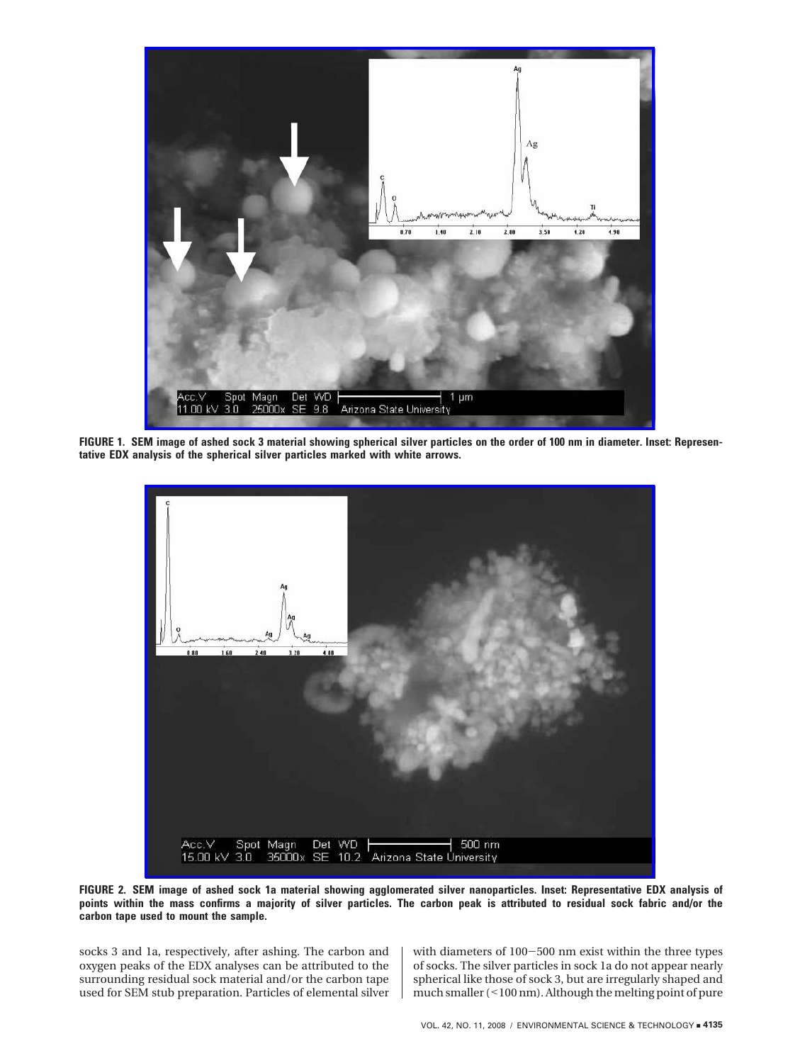FIGURE 1. SEM image of ashed sock 3 material showing spherical silver particles on the order of 100 nm in diameter. Inset: Representative EDX analysis of the spherical silver particles marked with white arrows.

FIGURE 2. SEM image of ashed sock 1a material showing agglomerated silver nanoparticles. Inset: Representative EDX analysis of points within the mass confirms a majority of silver particles. The carbon peak is attributed to residual sock fabric and/or the carbon tape used to mount the sample.

socks 3 and 1a, respectively, after ashing. The carbon and oxygen peaks of the EDX analyses can be attributed to the surrounding residual sock material and/or the carbon tape used for SEM stub preparation. Particles of elemental silver with diameters of 100−500 nm exist within the three types of socks. The silver particles in sock 1a do not appear nearly spherical like those of sock 3, but are irregularly shaped and much smaller (<100 nm). Although the melting point of pure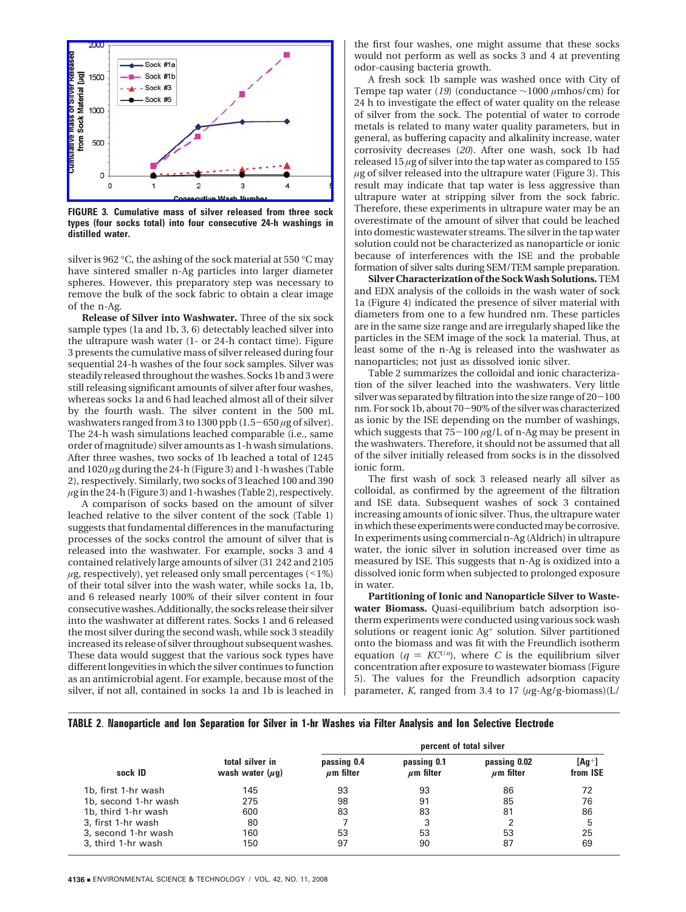FIGURE 3. Cumulative mass of silver released from three sock types (four socks total) into four consecutive 24-h washings in distilled water.

silver is 962 °C, the ashing of the sock material at 550 °C may have sintered smaller n-Ag particles into larger diameter spheres. However, this preparatory step was necessary to remove the bulk of the sock fabric to obtain a clear image of the n-Ag.

**Release of Silver into Washwater.** Three of the six sock sample types (1a and 1b, 3, 6) detectably leached silver into the ultrapure wash water (1- or 24-h contact time). Figure 3 presents the cumulative mass of silver released during four sequential 24-h washes of the four sock samples. Silver was steadily released throughout the washes. Socks 1b and 3 were still releasing significant amounts of silver after four washes, whereas socks 1a and 6 had leached almost all of their silver by the fourth wash. The silver content in the 500 mL washwaters ranged from 3 to 1300 ppb (1.5−650 μg of silver). The 24-h wash simulations leached comparable (i.e., same order of magnitude) silver amounts as 1-h wash simulations. After three washes, two socks of 1b leached a total of 1245 and 1020 μg during the 24-h (Figure 3) and 1-h washes (Table 2), respectively. Similarly, two socks of 3 leached 100 and 390 μg in the 24-h (Figure 3) and 1-h washes (Table 2), respectively.

A comparison of socks based on the amount of silver leached relative to the silver content of the sock (Table 1) suggests that fundamental differences in the manufacturing processes of the socks control the amount of silver that is released into the washwater. For example, socks 3 and 4 contained relatively large amounts of silver (31 242 and 2105 μg, respectively), yet released only small percentages (<1%) of their total silver into the wash water, while socks 1a, 1b, and 6 released nearly 100% of their silver content in four consecutive washes. Additionally, the socks release their silver into the washwater at different rates. Socks 1 and 6 released the most silver during the second wash, while sock 3 steadily increased its release of silver throughout subsequent washes. These data would suggest that the various sock types have different longevities in which the silver continues to function as an antimicrobial agent. For example, because most of the silver, if not all, contained in socks 1a and 1b is leached in the first four washes, one might assume that these socks would not perform as well as socks 3 and 4 at preventing odor-causing bacteria growth.

A fresh sock 1b sample was washed once with City of Tempe tap water (*19*) (conductance ∼1000 μmhos/cm) for 24 h to investigate the effect of water quality on the release of silver from the sock. The potential of water to corrode metals is related to many water quality parameters, but in general, as buffering capacity and alkalinity increase, water corrosivity decreases (*20*). After one wash, sock 1b had released 15 μg of silver into the tap water as compared to 155 μg of silver released into the ultrapure water (Figure 3). This result may indicate that tap water is less aggressive than ultrapure water at stripping silver from the sock fabric. Therefore, these experiments in ultrapure water may be an overestimate of the amount of silver that could be leached into domestic wastewater streams. The silver in the tap water solution could not be characterized as nanoparticle or ionic because of interferences with the ISE and the probable formation of silver salts during SEM/TEM sample preparation.

**Silver Characterization of the Sock Wash Solutions.** TEM and EDX analysis of the colloids in the wash water of sock 1a (Figure 4) indicated the presence of silver material with diameters from one to a few hundred nm. These particles are in the same size range and are irregularly shaped like the particles in the SEM image of the sock 1a material. Thus, at least some of the n-Ag is released into the washwater as nanoparticles; not just as dissolved ionic silver.

Table 2 summarizes the colloidal and ionic characterization of the silver leached into the washwaters. Very little silver was separated by filtration into the size range of 20−100 nm. For sock 1b, about 70−90% of the silver was characterized as ionic by the ISE depending on the number of washings, which suggests that 75−100 μg/L of n-Ag may be present in the washwaters. Therefore, it should not be assumed that all of the silver initially released from socks is in the dissolved ionic form.

The first wash of sock 3 released nearly all silver as colloidal, as confirmed by the agreement of the filtration and ISE data. Subsequent washes of sock 3 contained increasing amounts of ionic silver. Thus, the ultrapure water in which these experiments were conducted may be corrosive. In experiments using commercial n-Ag (Aldrich) in ultrapure water, the ionic silver in solution increased over time as measured by ISE. This suggests that n-Ag is oxidized into a dissolved ionic form when subjected to prolonged exposure in water.

**Partitioning of Ionic and Nanoparticle Silver to Wastewater Biomass.** Quasi-equilibrium batch adsorption isotherm experiments were conducted using various sock wash solutions or reagent ionic $Ag^+$ solution. Silver partitioned onto the biomass and was fit with the Freundlich isotherm equation ($q = KC^{1/n}$), where $C$ is the equilibrium silver concentration after exposure to wastewater biomass (Figure 5). The values for the Freundlich adsorption capacity parameter, $K$, ranged from 3.4 to 17 (μg-Ag/g-biomass)(L/

**TABLE 2. Nanoparticle and Ion Separation for Silver in 1-hr Washes via Filter Analysis and Ion Selective Electrode**

| | | percent of total silver | | | |
|---|---|---|---|---|---|
| sock ID | total silver in wash water (μg) | passing 0.4 μm filter | passing 0.1 μm filter | passing 0.02 μm filter | $[Ag^+]$ from ISE |
| 1b, first 1-hr wash | 145 | 93 | 93 | 86 | 72 |
| 1b, second 1-hr wash | 275 | 98 | 91 | 85 | 76 |
| 1b, third 1-hr wash | 600 | 83 | 83 | 81 | 86 |
| 3, first 1-hr wash | 80 | 7 | 3 | 2 | 5 |
| 3, second 1-hr wash | 160 | 53 | 53 | 53 | 25 |
| 3, third 1-hr wash | 150 | 97 | 90 | 87 | 69 |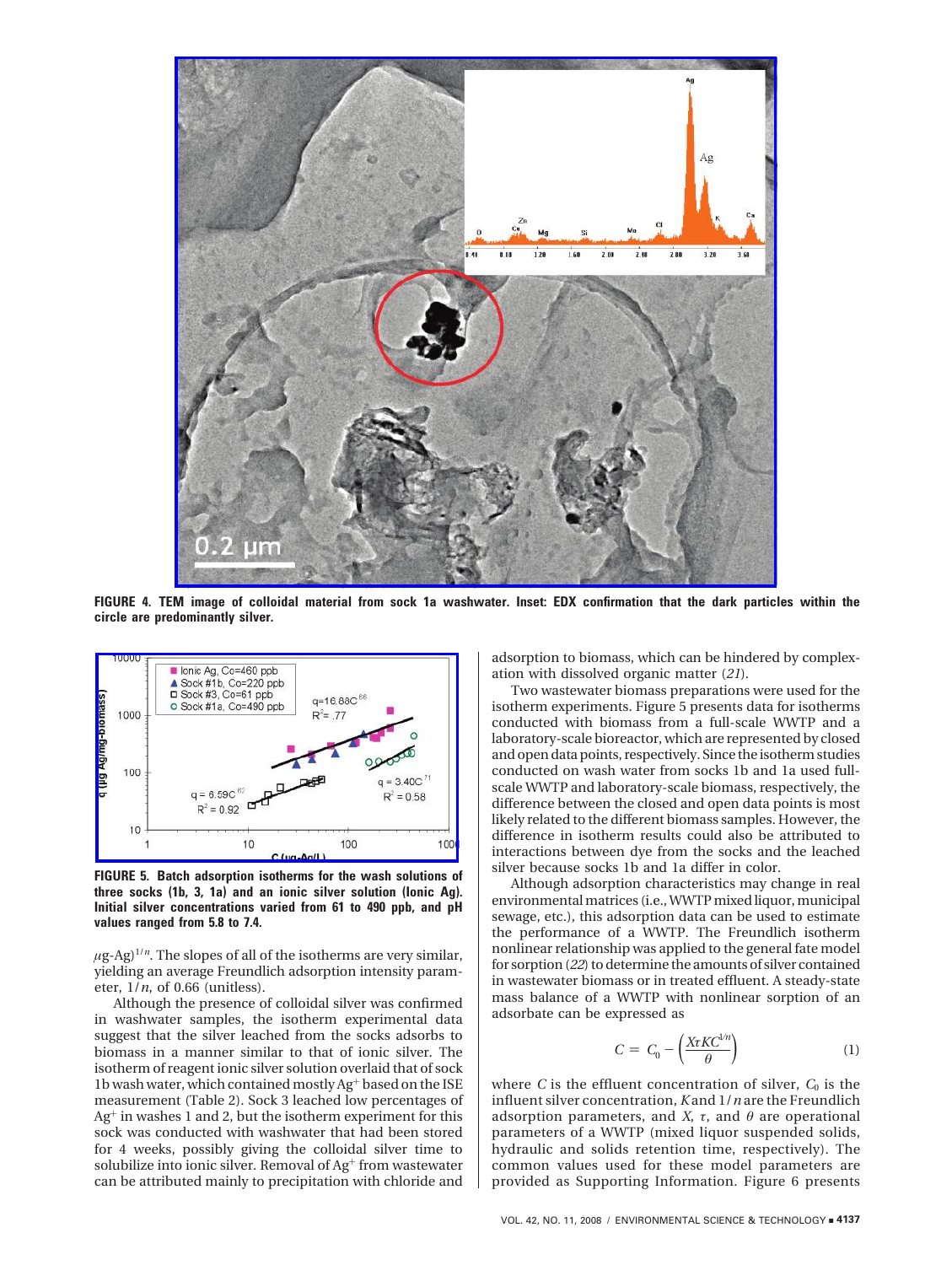FIGURE 4. TEM image of colloidal material from sock 1a washwater. Inset: EDX confirmation that the dark particles within the circle are predominantly silver.

FIGURE 5. Batch adsorption isotherms for the wash solutions of three socks (1b, 3, 1a) and an ionic silver solution (Ionic Ag). Initial silver concentrations varied from 61 to 490 ppb, and pH values ranged from 5.8 to 7.4.

$\mu$g-Ag)$^{1/n}$. The slopes of all of the isotherms are very similar, yielding an average Freundlich adsorption intensity parameter, $1/n$, of 0.66 (unitless).

Although the presence of colloidal silver was confirmed in washwater samples, the isotherm experimental data suggest that the silver leached from the socks adsorbs to biomass in a manner similar to that of ionic silver. The isotherm of reagent ionic silver solution overlaid that of sock 1b wash water, which contained mostly $Ag^+$ based on the ISE measurement (Table 2). Sock 3 leached low percentages of $Ag^+$ in washes 1 and 2, but the isotherm experiment for this sock was conducted with washwater that had been stored for 4 weeks, possibly giving the colloidal silver time to solubilize into ionic silver. Removal of $Ag^+$ from wastewater can be attributed mainly to precipitation with chloride and adsorption to biomass, which can be hindered by complexation with dissolved organic matter (*21*).

Two wastewater biomass preparations were used for the isotherm experiments. Figure 5 presents data for isotherms conducted with biomass from a full-scale WWTP and a laboratory-scale bioreactor, which are represented by closed and open data points, respectively. Since the isotherm studies conducted on wash water from socks 1b and 1a used full-scale WWTP and laboratory-scale biomass, respectively, the difference between the closed and open data points is most likely related to the different biomass samples. However, the difference in isotherm results could also be attributed to interactions between dye from the socks and the leached silver because socks 1b and 1a differ in color.

Although adsorption characteristics may change in real environmental matrices (i.e., WWTP mixed liquor, municipal sewage, etc.), this adsorption data can be used to estimate the performance of a WWTP. The Freundlich isotherm nonlinear relationship was applied to the general fate model for sorption (*22*) to determine the amounts of silver contained in wastewater biomass or in treated effluent. A steady-state mass balance of a WWTP with nonlinear sorption of an adsorbate can be expressed as

$$C = C_0 - \left(\frac{X\tau KC^{1/n}}{\theta}\right) \qquad (1)$$

where $C$ is the effluent concentration of silver, $C_0$ is the influent silver concentration, $K$ and $1/n$ are the Freundlich adsorption parameters, and $X$, $\tau$, and $\theta$ are operational parameters of a WWTP (mixed liquor suspended solids, hydraulic and solids retention time, respectively). The common values used for these model parameters are provided as Supporting Information. Figure 6 presents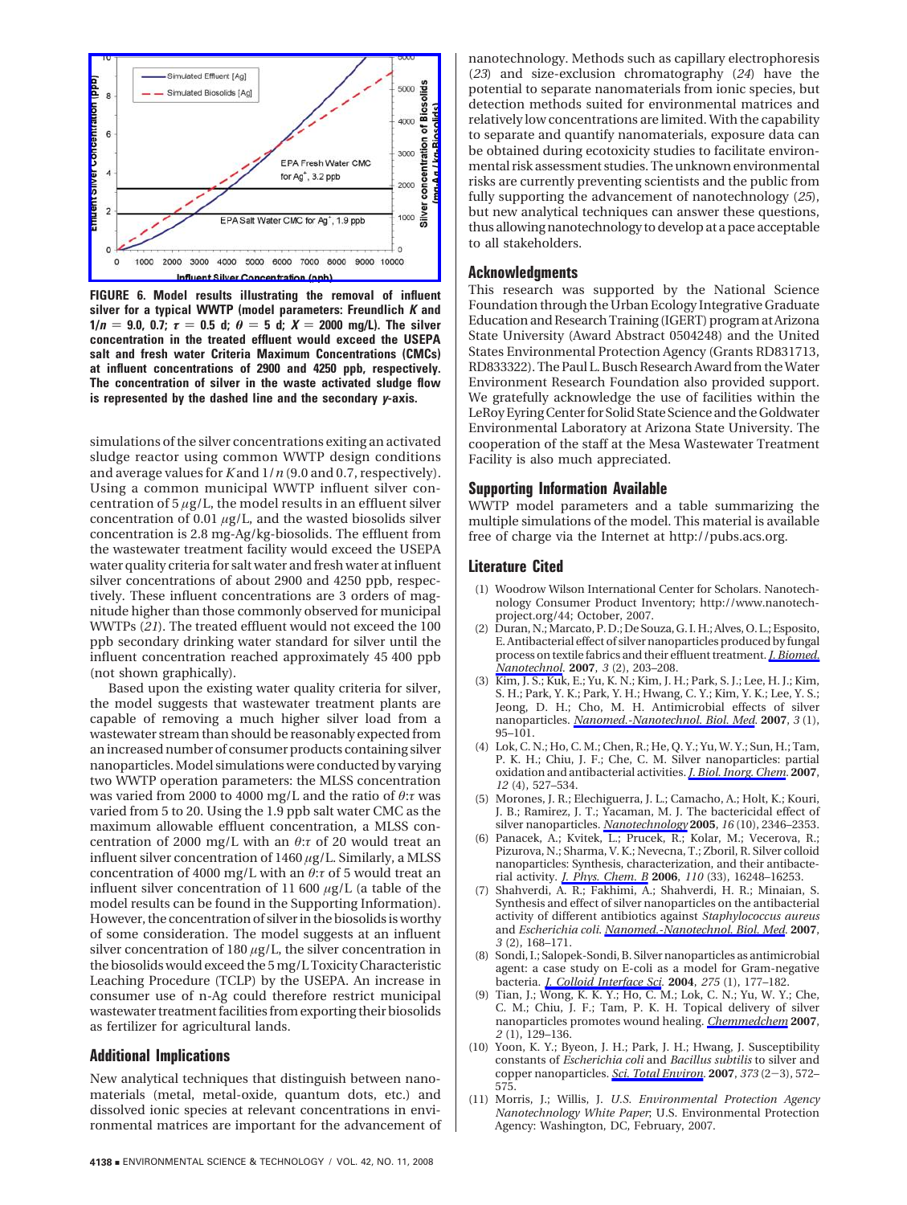**FIGURE 6. Model results illustrating the removal of influent silver for a typical WWTP (model parameters: Freundlich *K* and $1/n$ = 9.0, 0.7; $\tau$ = 0.5 d; $\theta$ = 5 d; *X* = 2000 mg/L). The silver concentration in the treated effluent would exceed the USEPA salt and fresh water Criteria Maximum Concentrations (CMCs) at influent concentrations of 2900 and 4250 ppb, respectively. The concentration of silver in the waste activated sludge flow is represented by the dashed line and the secondary *y*-axis.**

simulations of the silver concentrations exiting an activated sludge reactor using common WWTP design conditions and average values for *K* and $1/n$ (9.0 and 0.7, respectively). Using a common municipal WWTP influent silver concentration of 5 $\mu$g/L, the model results in an effluent silver concentration of 0.01 $\mu$g/L, and the wasted biosolids silver concentration is 2.8 mg-Ag/kg-biosolids. The effluent from the wastewater treatment facility would exceed the USEPA water quality criteria for salt water and fresh water at influent silver concentrations of about 2900 and 4250 ppb, respectively. These influent concentrations are 3 orders of magnitude higher than those commonly observed for municipal WWTPs (*21*). The treated effluent would not exceed the 100 ppb secondary drinking water standard for silver until the influent concentration reached approximately 45 400 ppb (not shown graphically).

Based upon the existing water quality criteria for silver, the model suggests that wastewater treatment plants are capable of removing a much higher silver load from a wastewater stream than should be reasonably expected from an increased number of consumer products containing silver nanoparticles. Model simulations were conducted by varying two WWTP operation parameters: the MLSS concentration was varied from 2000 to 4000 mg/L and the ratio of $\theta$:$\tau$ was varied from 5 to 20. Using the 1.9 ppb salt water CMC as the maximum allowable effluent concentration, a MLSS concentration of 2000 mg/L with an $\theta$:$\tau$ of 20 would treat an influent silver concentration of 1460 $\mu$g/L. Similarly, a MLSS concentration of 4000 mg/L with an $\theta$:$\tau$ of 5 would treat an influent silver concentration of 11 600 $\mu$g/L (a table of the model results can be found in the Supporting Information). However, the concentration of silver in the biosolids is worthy of some consideration. The model suggests at an influent silver concentration of 180 $\mu$g/L, the silver concentration in the biosolids would exceed the 5 mg/L Toxicity Characteristic Leaching Procedure (TCLP) by the USEPA. An increase in consumer use of n-Ag could therefore restrict municipal wastewater treatment facilities from exporting their biosolids as fertilizer for agricultural lands.

## Additional Implications

New analytical techniques that distinguish between nanomaterials (metal, metal-oxide, quantum dots, etc.) and dissolved ionic species at relevant concentrations in environmental matrices are important for the advancement of nanotechnology. Methods such as capillary electrophoresis (*23*) and size-exclusion chromatography (*24*) have the potential to separate nanomaterials from ionic species, but detection methods suited for environmental matrices and relatively low concentrations are limited. With the capability to separate and quantify nanomaterials, exposure data can be obtained during ecotoxicity studies to facilitate environmental risk assessment studies. The unknown environmental risks are currently preventing scientists and the public from fully supporting the advancement of nanotechnology (*25*), but new analytical techniques can answer these questions, thus allowing nanotechnology to develop at a pace acceptable to all stakeholders.

## Acknowledgments

This research was supported by the National Science Foundation through the Urban Ecology Integrative Graduate Education and Research Training (IGERT) program at Arizona State University (Award Abstract 0504248) and the United States Environmental Protection Agency (Grants RD831713, RD833322). The Paul L. Busch Research Award from the Water Environment Research Foundation also provided support. We gratefully acknowledge the use of facilities within the LeRoy Eyring Center for Solid State Science and the Goldwater Environmental Laboratory at Arizona State University. The cooperation of the staff at the Mesa Wastewater Treatment Facility is also much appreciated.

## Supporting Information Available

WWTP model parameters and a table summarizing the multiple simulations of the model. This material is available free of charge via the Internet at http://pubs.acs.org.

## Literature Cited

(1) Woodrow Wilson International Center for Scholars. Nanotechnology Consumer Product Inventory; http://www.nanotechproject.org/44; October, 2007.

(2) Duran, N.; Marcato, P. D.; De Souza, G. I. H.; Alves, O. L.; Esposito, E. Antibacterial effect of silver nanoparticles produced by fungal process on textile fabrics and their effluent treatment. *J. Biomed. Nanotechnol.* **2007**, *3* (2), 203–208.

(3) Kim, J. S.; Kuk, E.; Yu, K. N.; Kim, J. H.; Park, S. J.; Lee, H. J.; Kim, S. H.; Park, Y. K.; Park, Y. H.; Hwang, C. Y.; Kim, Y. K.; Lee, Y. S.; Jeong, D. H.; Cho, M. H. Antimicrobial effects of silver nanoparticles. *Nanomed.-Nanotechnol. Biol. Med.* **2007**, *3* (1), 95–101.

(4) Lok, C. N.; Ho, C. M.; Chen, R.; He, Q. Y.; Yu, W. Y.; Sun, H.; Tam, P. K. H.; Chiu, J. F.; Che, C. M. Silver nanoparticles: partial oxidation and antibacterial activities. *J. Biol. Inorg. Chem.* **2007**, *12* (4), 527–534.

(5) Morones, J. R.; Elechiguerra, J. L.; Camacho, A.; Holt, K.; Kouri, J. B.; Ramirez, J. T.; Yacaman, M. J. The bactericidal effect of silver nanoparticles. *Nanotechnology* **2005**, *16* (10), 2346–2353.

(6) Panacek, A.; Kvitek, L.; Prucek, R.; Kolar, M.; Vecerova, R.; Pizurova, N.; Sharma, V. K.; Nevecna, T.; Zboril, R. Silver colloid nanoparticles: Synthesis, characterization, and their antibacterial activity. *J. Phys. Chem. B* **2006**, *110* (33), 16248–16253.

(7) Shahverdi, A. R.; Fakhimi, A.; Shahverdi, H. R.; Minaian, S. Synthesis and effect of silver nanoparticles on the antibacterial activity of different antibiotics against *Staphylococcus aureus* and *Escherichia coli*. *Nanomed.-Nanotechnol. Biol. Med.* **2007**, *3* (2), 168–171.

(8) Sondi, I.; Salopek-Sondi, B. Silver nanoparticles as antimicrobial agent: a case study on E-coli as a model for Gram-negative bacteria. *J. Colloid Interface Sci.* **2004**, *275* (1), 177–182.

(9) Tian, J.; Wong, K. K. Y.; Ho, C. M.; Lok, C. N.; Yu, W. Y.; Che, C. M.; Chiu, J. F.; Tam, P. K. H. Topical delivery of silver nanoparticles promotes wound healing. *Chemmedchem* **2007**, *2* (1), 129–136.

(10) Yoon, K. Y.; Byeon, J. H.; Park, J. H.; Hwang, J. Susceptibility constants of *Escherichia coli* and *Bacillus subtilis* to silver and copper nanoparticles. *Sci. Total Environ.* **2007**, *373* (2–3), 572–575.

(11) Morris, J.; Willis, J. *U.S. Environmental Protection Agency Nanotechnology White Paper*; U.S. Environmental Protection Agency: Washington, DC, February, 2007.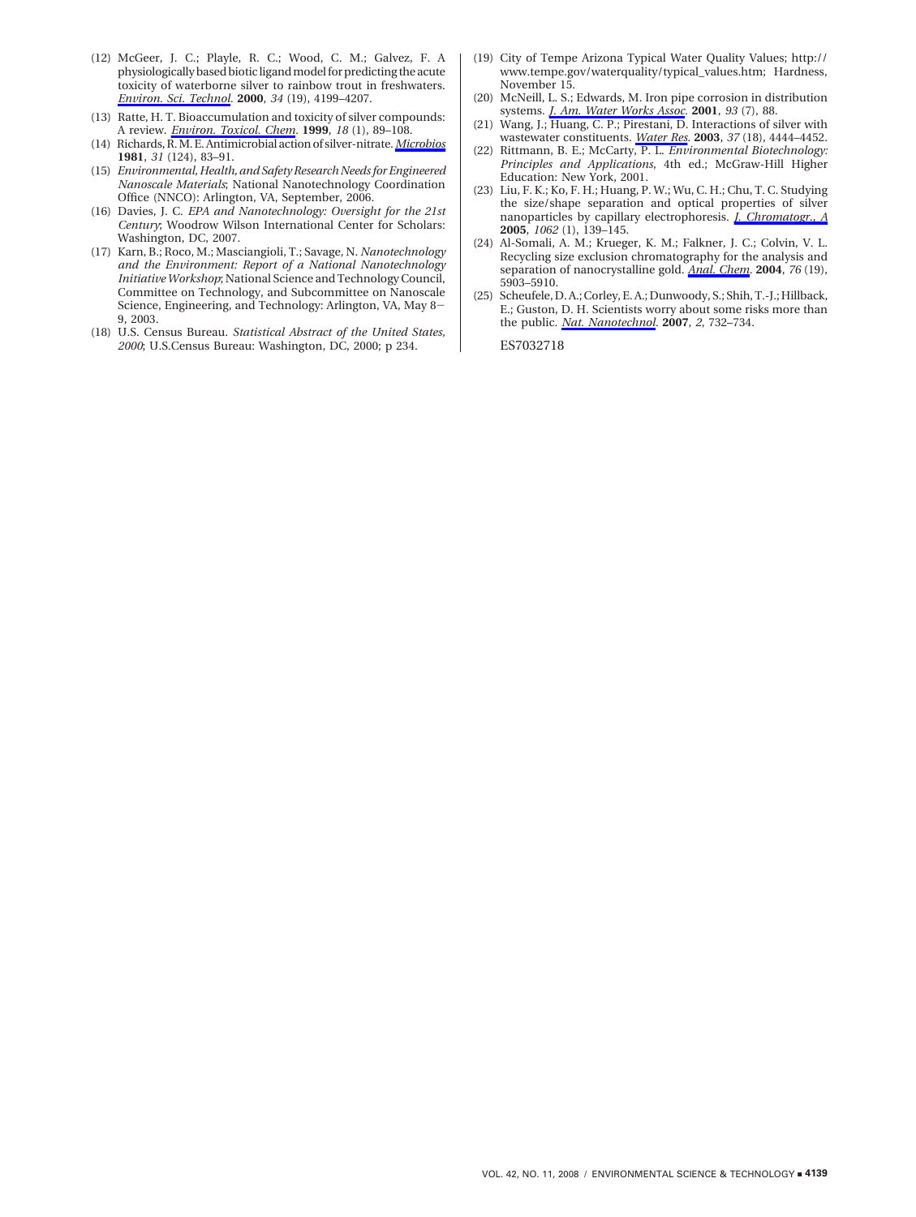(12) McGeer, J. C.; Playle, R. C.; Wood, C. M.; Galvez, F. A physiologically based biotic ligand model for predicting the acute toxicity of waterborne silver to rainbow trout in freshwaters. *Environ. Sci. Technol.* **2000**, *34* (19), 4199–4207.

(13) Ratte, H. T. Bioaccumulation and toxicity of silver compounds: A review. *Environ. Toxicol. Chem.* **1999**, *18* (1), 89–108.

(14) Richards, R. M. E. Antimicrobial action of silver-nitrate. *Microbios* **1981**, *31* (124), 83–91.

(15) *Environmental, Health, and Safety Research Needs for Engineered Nanoscale Materials*; National Nanotechnology Coordination Office (NNCO): Arlington, VA, September, 2006.

(16) Davies, J. C. *EPA and Nanotechnology: Oversight for the 21st Century*; Woodrow Wilson International Center for Scholars: Washington, DC, 2007.

(17) Karn, B.; Roco, M.; Masciangioli, T.; Savage, N. *Nanotechnology and the Environment: Report of a National Nanotechnology Initiative Workshop*; National Science and Technology Council, Committee on Technology, and Subcommittee on Nanoscale Science, Engineering, and Technology: Arlington, VA, May 8–9, 2003.

(18) U.S. Census Bureau. *Statistical Abstract of the United States, 2000*; U.S.Census Bureau: Washington, DC, 2000; p 234.

(19) City of Tempe Arizona Typical Water Quality Values; http://www.tempe.gov/waterquality/typical_values.htm; Hardness, November 15.

(20) McNeill, L. S.; Edwards, M. Iron pipe corrosion in distribution systems. *J. Am. Water Works Assoc.* **2001**, *93* (7), 88.

(21) Wang, J.; Huang, C. P.; Pirestani, D. Interactions of silver with wastewater constituents. *Water Res.* **2003**, *37* (18), 4444–4452.

(22) Rittmann, B. E.; McCarty, P. L. *Environmental Biotechnology: Principles and Applications*, 4th ed.; McGraw-Hill Higher Education: New York, 2001.

(23) Liu, F. K.; Ko, F. H.; Huang, P. W.; Wu, C. H.; Chu, T. C. Studying the size/shape separation and optical properties of silver nanoparticles by capillary electrophoresis. *J. Chromatogr., A* **2005**, *1062* (1), 139–145.

(24) Al-Somali, A. M.; Krueger, K. M.; Falkner, J. C.; Colvin, V. L. Recycling size exclusion chromatography for the analysis and separation of nanocrystalline gold. *Anal. Chem.* **2004**, *76* (19), 5903–5910.

(25) Scheufele, D. A.; Corley, E. A.; Dunwoody, S.; Shih, T.-J.; Hillback, E.; Guston, D. H. Scientists worry about some risks more than the public. *Nat. Nanotechnol.* **2007**, *2*, 732–734.

ES7032718